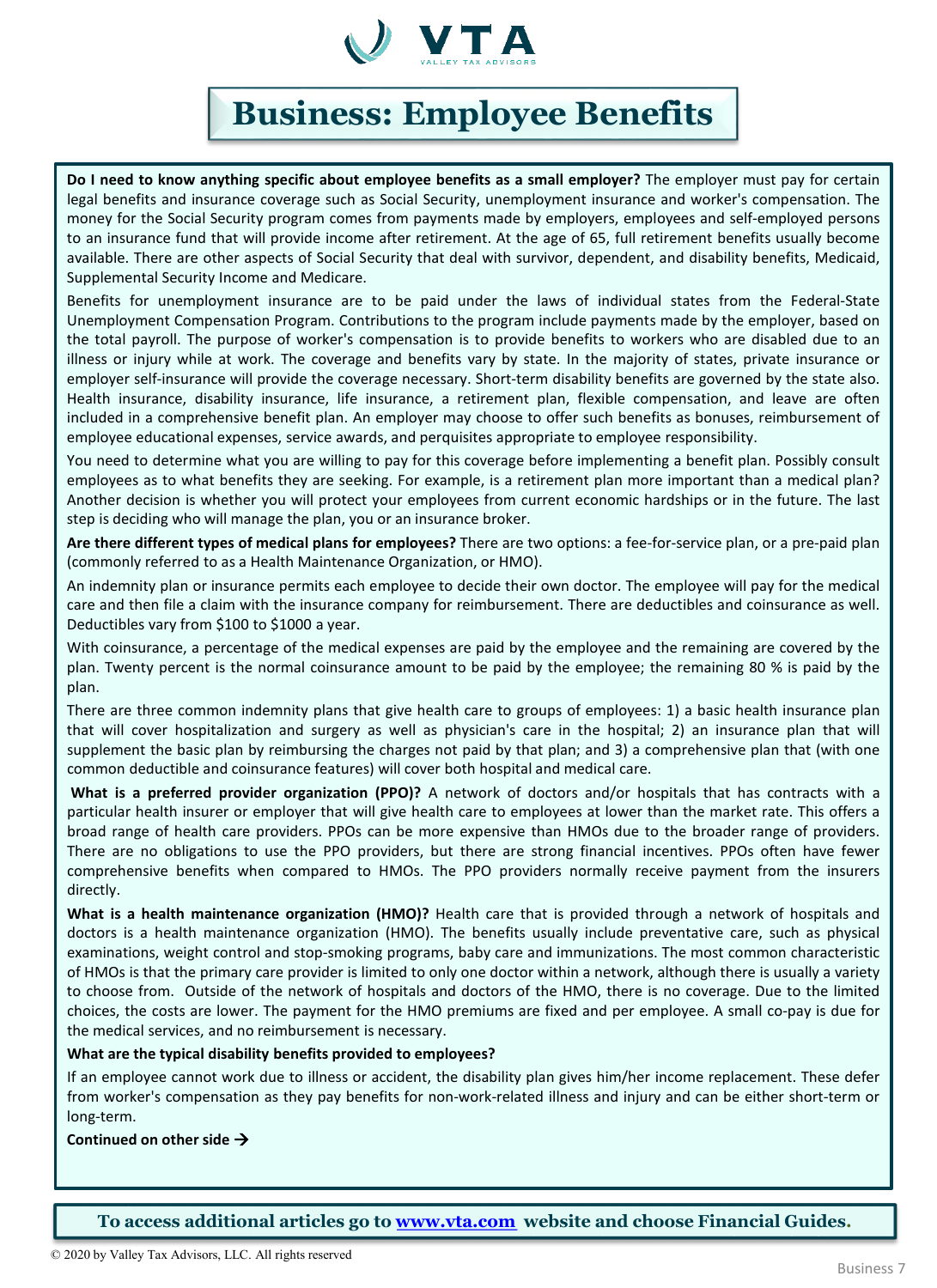# Business: Employee Benefits

**Do I need to know anything specific about employee benefits as a small employer?** The employer must pay for certain legal benefits and insurance coverage such as Social Security, unemployment insurance and worker's compensation. The money for the Social Security program comes from payments made by employers, employees and self-employed persons to an insurance fund that will provide income after retirement. At the age of 65, full retirement benefits usually become available. There are other aspects of Social Security that deal with survivor, dependent, and disability benefits, Medicaid, Supplemental Security Income and Medicare.

Benefits for unemployment insurance are to be paid under the laws of individual states from the Federal-State Unemployment Compensation Program. Contributions to the program include payments made by the employer, based on the total payroll. The purpose of worker's compensation is to provide benefits to workers who are disabled due to an illness or injury while at work. The coverage and benefits vary by state. In the majority of states, private insurance or employer self-insurance will provide the coverage necessary. Short-term disability benefits are governed by the state also. Health insurance, disability insurance, life insurance, a retirement plan, flexible compensation, and leave are often included in a comprehensive benefit plan. An employer may choose to offer such benefits as bonuses, reimbursement of employee educational expenses, service awards, and perquisites appropriate to employee responsibility.

You need to determine what you are willing to pay for this coverage before implementing a benefit plan. Possibly consult employees as to what benefits they are seeking. For example, is a retirement plan more important than a medical plan? Another decision is whether you will protect your employees from current economic hardships or in the future. The last step is deciding who will manage the plan, you or an insurance broker.

**Are there different types of medical plans for employees?** There are two options: a fee-for-service plan, or a pre-paid plan (commonly referred to as a Health Maintenance Organization, or HMO).

An indemnity plan or insurance permits each employee to decide their own doctor. The employee will pay for the medical care and then file a claim with the insurance company for reimbursement. There are deductibles and coinsurance as well. Deductibles vary from $100 to $1000 a year.

With coinsurance, a percentage of the medical expenses are paid by the employee and the remaining are covered by the plan. Twenty percent is the normal coinsurance amount to be paid by the employee; the remaining 80 % is paid by the plan.

There are three common indemnity plans that give health care to groups of employees: 1) a basic health insurance plan that will cover hospitalization and surgery as well as physician's care in the hospital; 2) an insurance plan that will supplement the basic plan by reimbursing the charges not paid by that plan; and 3) a comprehensive plan that (with one common deductible and coinsurance features) will cover both hospital and medical care.

**What is a preferred provider organization (PPO)?** A network of doctors and/or hospitals that has contracts with a particular health insurer or employer that will give health care to employees at lower than the market rate. This offers a broad range of health care providers. PPOs can be more expensive than HMOs due to the broader range of providers. There are no obligations to use the PPO providers, but there are strong financial incentives. PPOs often have fewer comprehensive benefits when compared to HMOs. The PPO providers normally receive payment from the insurers directly.

**What is a health maintenance organization (HMO)?** Health care that is provided through a network of hospitals and doctors is a health maintenance organization (HMO). The benefits usually include preventative care, such as physical examinations, weight control and stop-smoking programs, baby care and immunizations. The most common characteristic of HMOs is that the primary care provider is limited to only one doctor within a network, although there is usually a variety to choose from. Outside of the network of hospitals and doctors of the HMO, there is no coverage. Due to the limited choices, the costs are lower. The payment for the HMO premiums are fixed and per employee. A small co-pay is due for the medical services, and no reimbursement is necessary.

**What are the typical disability benefits provided to employees?**

If an employee cannot work due to illness or accident, the disability plan gives him/her income replacement. These defer from worker's compensation as they pay benefits for non-work-related illness and injury and can be either short-term or long-term.

**Continued on other side →**

**To access additional articles go to [www.vta.com](http://www.vta.com) website and choose Financial Guides.**

© 2020 by Valley Tax Advisors, LLC. All rights reserved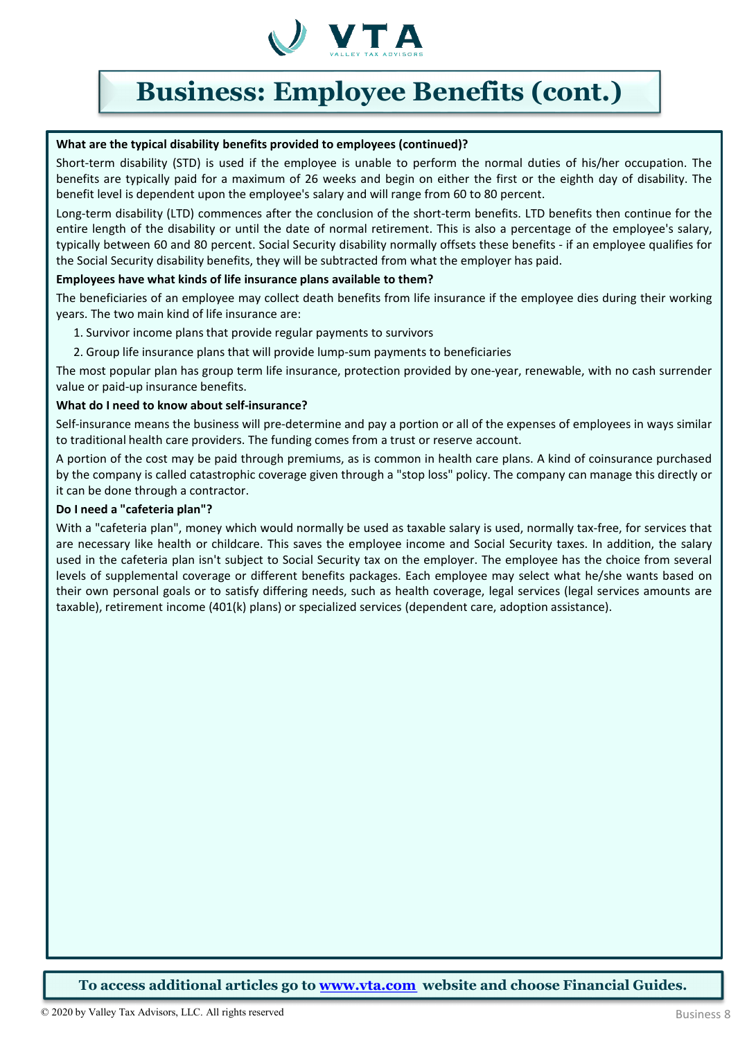# Business: Employee Benefits (cont.)

**What are the typical disability benefits provided to employees (continued)?**

Short-term disability (STD) is used if the employee is unable to perform the normal duties of his/her occupation. The benefits are typically paid for a maximum of 26 weeks and begin on either the first or the eighth day of disability. The benefit level is dependent upon the employee's salary and will range from 60 to 80 percent.

Long-term disability (LTD) commences after the conclusion of the short-term benefits. LTD benefits then continue for the entire length of the disability or until the date of normal retirement. This is also a percentage of the employee's salary, typically between 60 and 80 percent. Social Security disability normally offsets these benefits - if an employee qualifies for the Social Security disability benefits, they will be subtracted from what the employer has paid.

**Employees have what kinds of life insurance plans available to them?**

The beneficiaries of an employee may collect death benefits from life insurance if the employee dies during their working years. The two main kind of life insurance are:

1. Survivor income plans that provide regular payments to survivors
2. Group life insurance plans that will provide lump-sum payments to beneficiaries

The most popular plan has group term life insurance, protection provided by one-year, renewable, with no cash surrender value or paid-up insurance benefits.

**What do I need to know about self-insurance?**

Self-insurance means the business will pre-determine and pay a portion or all of the expenses of employees in ways similar to traditional health care providers. The funding comes from a trust or reserve account.

A portion of the cost may be paid through premiums, as is common in health care plans. A kind of coinsurance purchased by the company is called catastrophic coverage given through a "stop loss" policy. The company can manage this directly or it can be done through a contractor.

**Do I need a "cafeteria plan"?**

With a "cafeteria plan", money which would normally be used as taxable salary is used, normally tax-free, for services that are necessary like health or childcare. This saves the employee income and Social Security taxes. In addition, the salary used in the cafeteria plan isn't subject to Social Security tax on the employer. The employee has the choice from several levels of supplemental coverage or different benefits packages. Each employee may select what he/she wants based on their own personal goals or to satisfy differing needs, such as health coverage, legal services (legal services amounts are taxable), retirement income (401(k) plans) or specialized services (dependent care, adoption assistance).

**To access additional articles go to [www.vta.com](http://www.vta.com) website and choose Financial Guides.**

© 2020 by Valley Tax Advisors, LLC. All rights reserved